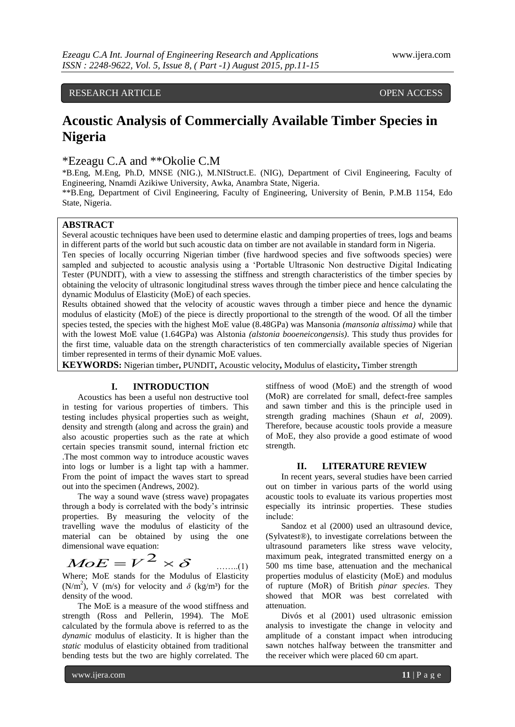RESEARCH ARTICLE OPEN ACCESS

# Acoustic Analysis of Commercially Available Timber Species in Nigeria

*Ezeagu C.A and **Okolie C.M

*B.Eng, M.Eng, Ph.D, MNSE (NIG.), M.NIStruct.E. (NIG), Department of Civil Engineering, Faculty of Engineering, Nnamdi Azikiwe University, Awka, Anambra State, Nigeria.

**B.Eng, Department of Civil Engineering, Faculty of Engineering, University of Benin, P.M.B 1154, Edo State, Nigeria.

## ABSTRACT

Several acoustic techniques have been used to determine elastic and damping properties of trees, logs and beams in different parts of the world but such acoustic data on timber are not available in standard form in Nigeria.

Ten species of locally occurring Nigerian timber (five hardwood species and five softwoods species) were sampled and subjected to acoustic analysis using a 'Portable Ultrasonic Non destructive Digital Indicating Tester (PUNDIT), with a view to assessing the stiffness and strength characteristics of the timber species by obtaining the velocity of ultrasonic longitudinal stress waves through the timber piece and hence calculating the dynamic Modulus of Elasticity (MoE) of each species.

Results obtained showed that the velocity of acoustic waves through a timber piece and hence the dynamic modulus of elasticity (MoE) of the piece is directly proportional to the strength of the wood. Of all the timber species tested, the species with the highest MoE value (8.48GPa) was Mansonia *(mansonia altissima)* while that with the lowest MoE value (1.64GPa) was Alstonia *(alstonia booeneicongensis)*. This study thus provides for the first time, valuable data on the strength characteristics of ten commercially available species of Nigerian timber represented in terms of their dynamic MoE values.

**KEYWORDS:** Nigerian timber**,** PUNDIT**,** Acoustic velocity**,** Modulus of elasticity**,** Timber strength

## I. INTRODUCTION

Acoustics has been a useful non destructive tool in testing for various properties of timbers. This testing includes physical properties such as weight, density and strength (along and across the grain) and also acoustic properties such as the rate at which certain species transmit sound, internal friction etc .The most common way to introduce acoustic waves into logs or lumber is a light tap with a hammer. From the point of impact the waves start to spread out into the specimen (Andrews, 2002).

The way a sound wave (stress wave) propagates through a body is correlated with the body's intrinsic properties. By measuring the velocity of the travelling wave the modulus of elasticity of the material can be obtained by using the one dimensional wave equation:

$$MoE = V^2 \times \delta \qquad \text{........(1)}$$

Where; MoE stands for the Modulus of Elasticity ($N/m^2$), V (m/s) for velocity and $\delta$ ($kg/m^3$) for the density of the wood.

The MoE is a measure of the wood stiffness and strength (Ross and Pellerin, 1994). The MoE calculated by the formula above is referred to as the *dynamic* modulus of elasticity. It is higher than the *static* modulus of elasticity obtained from traditional bending tests but the two are highly correlated. The stiffness of wood (MoE) and the strength of wood (MoR) are correlated for small, defect-free samples and sawn timber and this is the principle used in strength grading machines (Shaun *et al*, 2009). Therefore, because acoustic tools provide a measure of MoE, they also provide a good estimate of wood strength.

## II. LITERATURE REVIEW

In recent years, several studies have been carried out on timber in various parts of the world using acoustic tools to evaluate its various properties most especially its intrinsic properties. These studies include:

Sandoz et al (2000) used an ultrasound device, (Sylvatest®), to investigate correlations between the ultrasound parameters like stress wave velocity, maximum peak, integrated transmitted energy on a 500 ms time base, attenuation and the mechanical properties modulus of elasticity (MoE) and modulus of rupture (MoR) of British *pinar species*. They showed that MOR was best correlated with attenuation.

Divós et al (2001) used ultrasonic emission analysis to investigate the change in velocity and amplitude of a constant impact when introducing sawn notches halfway between the transmitter and the receiver which were placed 60 cm apart.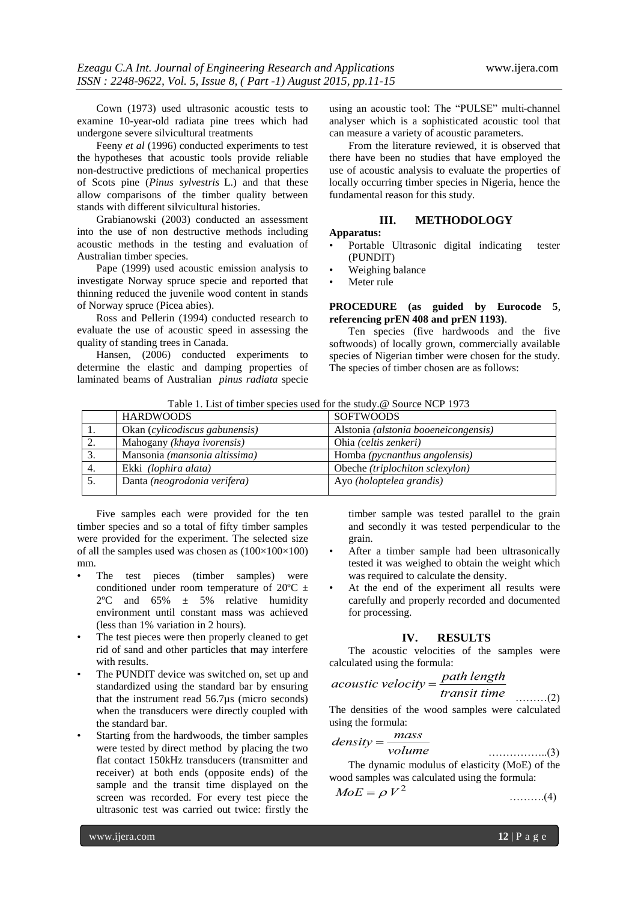Cown (1973) used ultrasonic acoustic tests to examine 10-year-old radiata pine trees which had undergone severe silvicultural treatments

Feeny *et al* (1996) conducted experiments to test the hypotheses that acoustic tools provide reliable non-destructive predictions of mechanical properties of Scots pine (*Pinus sylvestris* L.) and that these allow comparisons of the timber quality between stands with different silvicultural histories.

Grabianowski (2003) conducted an assessment into the use of non destructive methods including acoustic methods in the testing and evaluation of Australian timber species.

Pape (1999) used acoustic emission analysis to investigate Norway spruce specie and reported that thinning reduced the juvenile wood content in stands of Norway spruce (Picea abies).

Ross and Pellerin (1994) conducted research to evaluate the use of acoustic speed in assessing the quality of standing trees in Canada.

Hansen, (2006) conducted experiments to determine the elastic and damping properties of laminated beams of Australian *pinus radiata* specie using an acoustic tool: The "PULSE" multi-channel analyser which is a sophisticated acoustic tool that can measure a variety of acoustic parameters.

From the literature reviewed, it is observed that there have been no studies that have employed the use of acoustic analysis to evaluate the properties of locally occurring timber species in Nigeria, hence the fundamental reason for this study.

## III. METHODOLOGY

**Apparatus:**

- Portable Ultrasonic digital indicating tester (PUNDIT)
- Weighing balance
- Meter rule

**PROCEDURE (as guided by Eurocode 5, referencing prEN 408 and prEN 1193)**.

Ten species (five hardwoods and the five softwoods) of locally grown, commercially available species of Nigerian timber were chosen for the study. The species of timber chosen are as follows:

Table 1. List of timber species used for the study.@ Source NCP 1973

| | HARDWOODS | SOFTWOODS |
|---|---|---|
| 1. | Okan (*cylicodiscus gabunensis*) | Alstonia *(alstonia booeneicongensis)* |
| 2. | Mahogany *(khaya ivorensis)* | Ohia *(celtis zenkeri)* |
| 3. | Mansonia *(mansonia altissima)* | Homba *(pycnanthus angolensis)* |
| 4. | Ekki *(lophira alata)* | Obeche *(triplochiton sclexylon)* |
| 5. | Danta *(neogrodonia verifera)* | Ayo *(holoptelea grandis)* |

Five samples each were provided for the ten timber species and so a total of fifty timber samples were provided for the experiment. The selected size of all the samples used was chosen as (100×100×100) mm.

- The test pieces (timber samples) were conditioned under room temperature of 20ºC ± 2ºC and 65% ± 5% relative humidity environment until constant mass was achieved (less than 1% variation in 2 hours).
- The test pieces were then properly cleaned to get rid of sand and other particles that may interfere with results.
- The PUNDIT device was switched on, set up and standardized using the standard bar by ensuring that the instrument read 56.7µs (micro seconds) when the transducers were directly coupled with the standard bar.
- Starting from the hardwoods, the timber samples were tested by direct method by placing the two flat contact 150kHz transducers (transmitter and receiver) at both ends (opposite ends) of the sample and the transit time displayed on the screen was recorded. For every test piece the ultrasonic test was carried out twice: firstly the timber sample was tested parallel to the grain and secondly it was tested perpendicular to the grain.
- After a timber sample had been ultrasonically tested it was weighed to obtain the weight which was required to calculate the density.
- At the end of the experiment all results were carefully and properly recorded and documented for processing.

## IV. RESULTS

The acoustic velocities of the samples were calculated using the formula:

$$acoustic\ velocity = \frac{path\ length}{transit\ time} \quad \ldots\ldots\ldots(2)$$

The densities of the wood samples were calculated using the formula:

$$density = \frac{mass}{volume} \quad \ldots\ldots\ldots\ldots\ldots\ldots(3)$$

The dynamic modulus of elasticity (MoE) of the wood samples was calculated using the formula:

$$MoE = \rho V^2 \quad \ldots\ldots\ldots\ldots(4)$$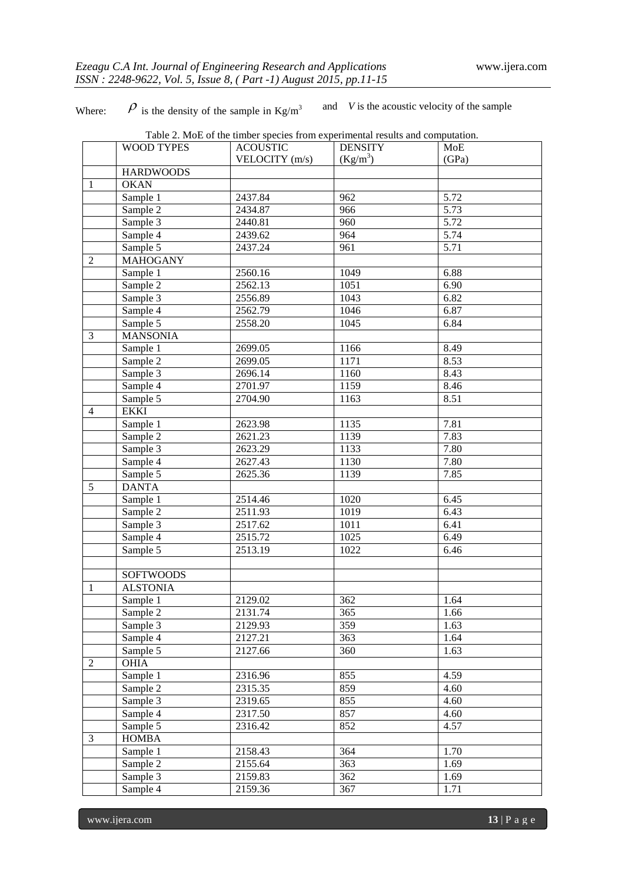Where: $\rho$ is the density of the sample in $Kg/m^3$ and $V$ is the acoustic velocity of the sample

Table 2. MoE of the timber species from experimental results and computation.

| | WOOD TYPES | ACOUSTIC VELOCITY (m/s) | DENSITY ($Kg/m^3$) | MoE (GPa) |
|---|---|---|---|---|
| | HARDWOODS | | | |
| 1 | OKAN | | | |
| | Sample 1 | 2437.84 | 962 | 5.72 |
| | Sample 2 | 2434.87 | 966 | 5.73 |
| | Sample 3 | 2440.81 | 960 | 5.72 |
| | Sample 4 | 2439.62 | 964 | 5.74 |
| | Sample 5 | 2437.24 | 961 | 5.71 |
| 2 | MAHOGANY | | | |
| | Sample 1 | 2560.16 | 1049 | 6.88 |
| | Sample 2 | 2562.13 | 1051 | 6.90 |
| | Sample 3 | 2556.89 | 1043 | 6.82 |
| | Sample 4 | 2562.79 | 1046 | 6.87 |
| | Sample 5 | 2558.20 | 1045 | 6.84 |
| 3 | MANSONIA | | | |
| | Sample 1 | 2699.05 | 1166 | 8.49 |
| | Sample 2 | 2699.05 | 1171 | 8.53 |
| | Sample 3 | 2696.14 | 1160 | 8.43 |
| | Sample 4 | 2701.97 | 1159 | 8.46 |
| | Sample 5 | 2704.90 | 1163 | 8.51 |
| 4 | EKKI | | | |
| | Sample 1 | 2623.98 | 1135 | 7.81 |
| | Sample 2 | 2621.23 | 1139 | 7.83 |
| | Sample 3 | 2623.29 | 1133 | 7.80 |
| | Sample 4 | 2627.43 | 1130 | 7.80 |
| | Sample 5 | 2625.36 | 1139 | 7.85 |
| 5 | DANTA | | | |
| | Sample 1 | 2514.46 | 1020 | 6.45 |
| | Sample 2 | 2511.93 | 1019 | 6.43 |
| | Sample 3 | 2517.62 | 1011 | 6.41 |
| | Sample 4 | 2515.72 | 1025 | 6.49 |
| | Sample 5 | 2513.19 | 1022 | 6.46 |
| | | | | |
| | SOFTWOODS | | | |
| 1 | ALSTONIA | | | |
| | Sample 1 | 2129.02 | 362 | 1.64 |
| | Sample 2 | 2131.74 | 365 | 1.66 |
| | Sample 3 | 2129.93 | 359 | 1.63 |
| | Sample 4 | 2127.21 | 363 | 1.64 |
| | Sample 5 | 2127.66 | 360 | 1.63 |
| 2 | OHIA | | | |
| | Sample 1 | 2316.96 | 855 | 4.59 |
| | Sample 2 | 2315.35 | 859 | 4.60 |
| | Sample 3 | 2319.65 | 855 | 4.60 |
| | Sample 4 | 2317.50 | 857 | 4.60 |
| | Sample 5 | 2316.42 | 852 | 4.57 |
| 3 | HOMBA | | | |
| | Sample 1 | 2158.43 | 364 | 1.70 |
| | Sample 2 | 2155.64 | 363 | 1.69 |
| | Sample 3 | 2159.83 | 362 | 1.69 |
| | Sample 4 | 2159.36 | 367 | 1.71 |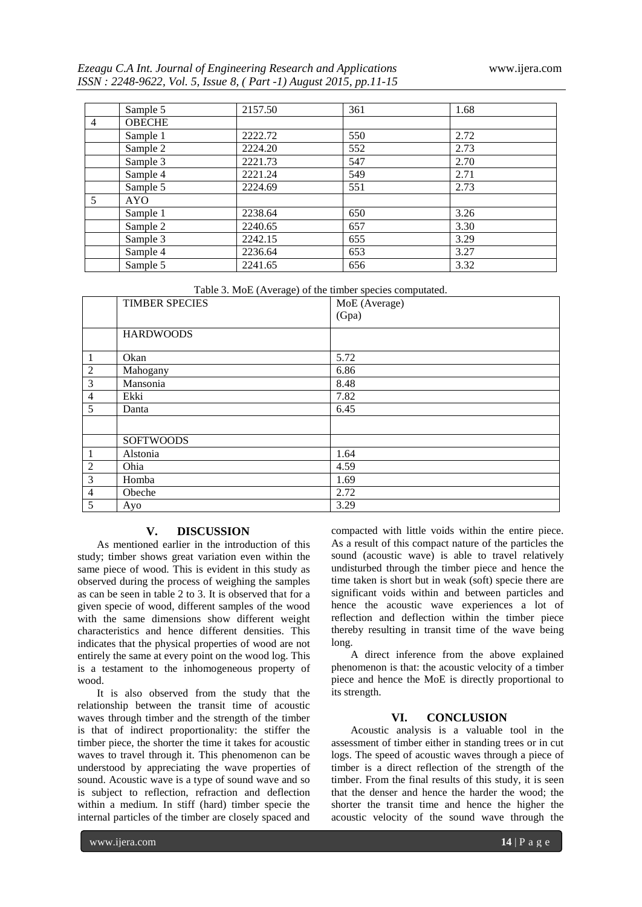|  | Sample 5 | 2157.50 | 361 | 1.68 |
|---|---|---|---|---|
| 4 | OBECHE |  |  |  |
|  | Sample 1 | 2222.72 | 550 | 2.72 |
|  | Sample 2 | 2224.20 | 552 | 2.73 |
|  | Sample 3 | 2221.73 | 547 | 2.70 |
|  | Sample 4 | 2221.24 | 549 | 2.71 |
|  | Sample 5 | 2224.69 | 551 | 2.73 |
| 5 | AYO |  |  |  |
|  | Sample 1 | 2238.64 | 650 | 3.26 |
|  | Sample 2 | 2240.65 | 657 | 3.30 |
|  | Sample 3 | 2242.15 | 655 | 3.29 |
|  | Sample 4 | 2236.64 | 653 | 3.27 |
|  | Sample 5 | 2241.65 | 656 | 3.32 |

Table 3. MoE (Average) of the timber species computated.

|  | TIMBER SPECIES | MoE (Average) (Gpa) |
|---|---|---|
|  | HARDWOODS |  |
| 1 | Okan | 5.72 |
| 2 | Mahogany | 6.86 |
| 3 | Mansonia | 8.48 |
| 4 | Ekki | 7.82 |
| 5 | Danta | 6.45 |
|  |  |  |
|  | SOFTWOODS |  |
| 1 | Alstonia | 1.64 |
| 2 | Ohia | 4.59 |
| 3 | Homba | 1.69 |
| 4 | Obeche | 2.72 |
| 5 | Ayo | 3.29 |

## V. DISCUSSION

As mentioned earlier in the introduction of this study; timber shows great variation even within the same piece of wood. This is evident in this study as observed during the process of weighing the samples as can be seen in table 2 to 3. It is observed that for a given specie of wood, different samples of the wood with the same dimensions show different weight characteristics and hence different densities. This indicates that the physical properties of wood are not entirely the same at every point on the wood log. This is a testament to the inhomogeneous property of wood.

It is also observed from the study that the relationship between the transit time of acoustic waves through timber and the strength of the timber is that of indirect proportionality: the stiffer the timber piece, the shorter the time it takes for acoustic waves to travel through it. This phenomenon can be understood by appreciating the wave properties of sound. Acoustic wave is a type of sound wave and so is subject to reflection, refraction and deflection within a medium. In stiff (hard) timber specie the internal particles of the timber are closely spaced and compacted with little voids within the entire piece. As a result of this compact nature of the particles the sound (acoustic wave) is able to travel relatively undisturbed through the timber piece and hence the time taken is short but in weak (soft) specie there are significant voids within and between particles and hence the acoustic wave experiences a lot of reflection and deflection within the timber piece thereby resulting in transit time of the wave being long.

A direct inference from the above explained phenomenon is that: the acoustic velocity of a timber piece and hence the MoE is directly proportional to its strength.

## VI. CONCLUSION

Acoustic analysis is a valuable tool in the assessment of timber either in standing trees or in cut logs. The speed of acoustic waves through a piece of timber is a direct reflection of the strength of the timber. From the final results of this study, it is seen that the denser and hence the harder the wood; the shorter the transit time and hence the higher the acoustic velocity of the sound wave through the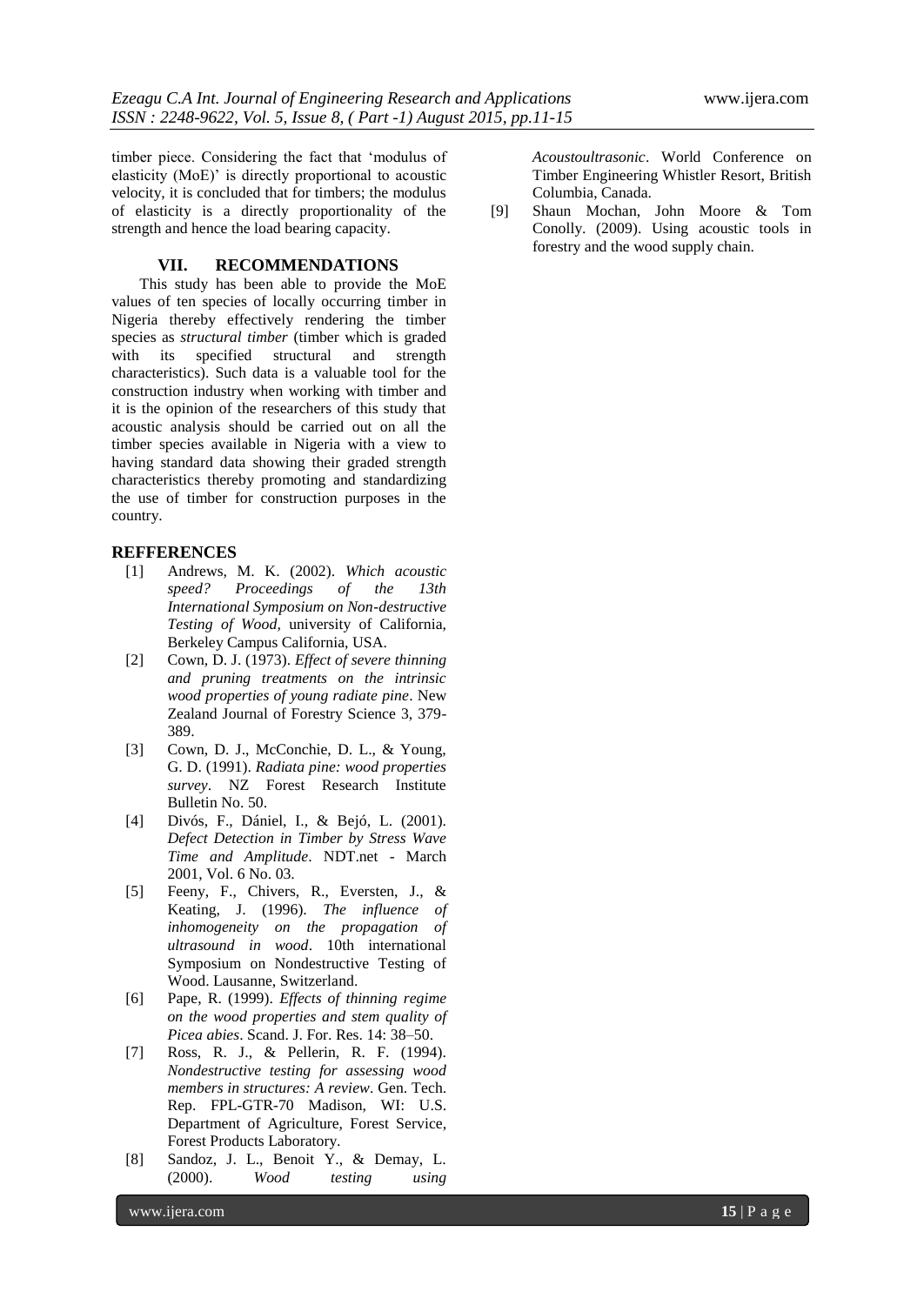timber piece. Considering the fact that 'modulus of elasticity (MoE)' is directly proportional to acoustic velocity, it is concluded that for timbers; the modulus of elasticity is a directly proportionality of the strength and hence the load bearing capacity.

## VII. RECOMMENDATIONS

This study has been able to provide the MoE values of ten species of locally occurring timber in Nigeria thereby effectively rendering the timber species as *structural timber* (timber which is graded with its specified structural and strength characteristics). Such data is a valuable tool for the construction industry when working with timber and it is the opinion of the researchers of this study that acoustic analysis should be carried out on all the timber species available in Nigeria with a view to having standard data showing their graded strength characteristics thereby promoting and standardizing the use of timber for construction purposes in the country.

## REFFERENCES

[1] Andrews, M. K. (2002). *Which acoustic speed? Proceedings of the 13th International Symposium on Non-destructive Testing of Wood*, university of California, Berkeley Campus California, USA.

[2] Cown, D. J. (1973). *Effect of severe thinning and pruning treatments on the intrinsic wood properties of young radiate pine*. New Zealand Journal of Forestry Science 3, 379-389.

[3] Cown, D. J., McConchie, D. L., & Young, G. D. (1991). *Radiata pine: wood properties survey*. NZ Forest Research Institute Bulletin No. 50.

[4] Divós, F., Dániel, I., & Bejó, L. (2001). *Defect Detection in Timber by Stress Wave Time and Amplitude*. NDT.net - March 2001, Vol. 6 No. 03.

[5] Feeny, F., Chivers, R., Eversten, J., & Keating, J. (1996). *The influence of inhomogeneity on the propagation of ultrasound in wood*. 10th international Symposium on Nondestructive Testing of Wood. Lausanne, Switzerland.

[6] Pape, R. (1999). *Effects of thinning regime on the wood properties and stem quality of Picea abies*. Scand. J. For. Res. 14: 38–50.

[7] Ross, R. J., & Pellerin, R. F. (1994). *Nondestructive testing for assessing wood members in structures: A review*. Gen. Tech. Rep. FPL-GTR-70 Madison, WI: U.S. Department of Agriculture, Forest Service, Forest Products Laboratory.

[8] Sandoz, J. L., Benoit Y., & Demay, L. (2000). *Wood testing using Acoustoultrasonic*. World Conference on Timber Engineering Whistler Resort, British Columbia, Canada.

[9] Shaun Mochan, John Moore & Tom Conolly. (2009). Using acoustic tools in forestry and the wood supply chain.